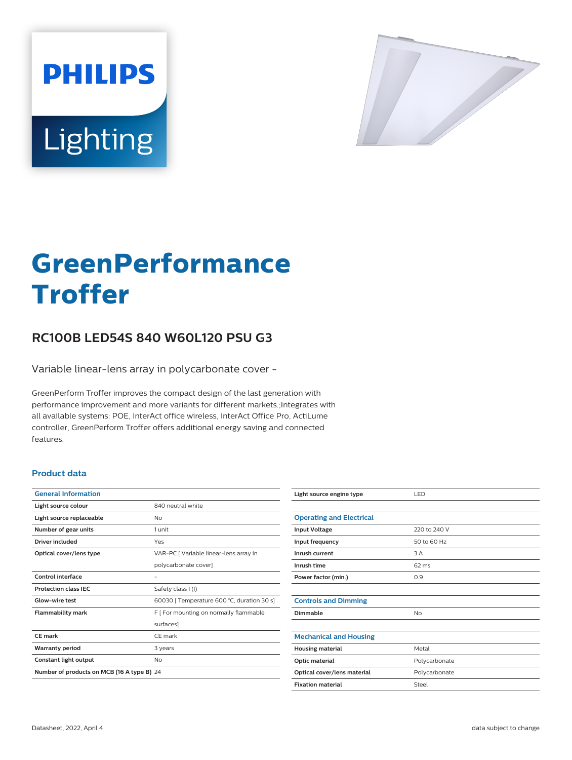PHILIPS

Lighting

# GreenPerformance Troffer

## RC100B LED54S 840 W60L120 PSU G3

Variable linear-lens array in polycarbonate cover -

GreenPerform Troffer improves the compact design of the last generation with performance improvement and more variants for different markets.;Integrates with all available systems: POE, InterAct office wireless, InterAct Office Pro, ActiLume controller, GreenPerform Troffer offers additional energy saving and connected features.

### Product data

| General Information | |
|---|---|
| Light source colour | 840 neutral white |
| Light source replaceable | No |
| Number of gear units | 1 unit |
| Driver included | Yes |
| Optical cover/lens type | VAR-PC [ Variable linear-lens array in polycarbonate cover] |
| Control interface | - |
| Protection class IEC | Safety class I (I) |
| Glow-wire test | 60030 [ Temperature 600 °C, duration 30 s] |
| Flammability mark | F [ For mounting on normally flammable surfaces] |
| CE mark | CE mark |
| Warranty period | 3 years |
| Constant light output | No |
| Number of products on MCB (16 A type B) | 24 |
| Light source engine type | LED |

| Operating and Electrical | |
|---|---|
| Input Voltage | 220 to 240 V |
| Input frequency | 50 to 60 Hz |
| Inrush current | 3 A |
| Inrush time | 62 ms |
| Power factor (min.) | 0.9 |

| Controls and Dimming | |
|---|---|
| Dimmable | No |

| Mechanical and Housing | |
|---|---|
| Housing material | Metal |
| Optic material | Polycarbonate |
| Optical cover/lens material | Polycarbonate |
| Fixation material | Steel |

Datasheet, 2022, April 4

data subject to change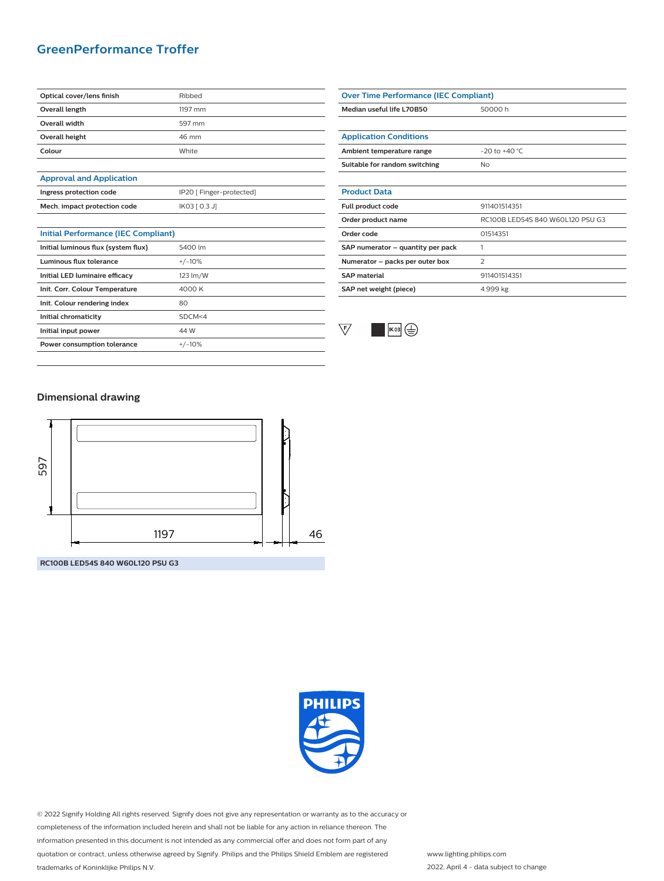## GreenPerformance Troffer

| | |
|---|---|
| Optical cover/lens finish | Ribbed |
| Overall length | 1197 mm |
| Overall width | 597 mm |
| Overall height | 46 mm |
| Colour | White |

### Approval and Application

| | |
|---|---|
| Ingress protection code | IP20 [ Finger-protected] |
| Mech. impact protection code | IK03 [ 0.3 J] |

### Initial Performance (IEC Compliant)

| | |
|---|---|
| Initial luminous flux (system flux) | 5400 lm |
| Luminous flux tolerance | +/-10% |
| Initial LED luminaire efficacy | 123 lm/W |
| Init. Corr. Colour Temperature | 4000 K |
| Init. Colour rendering index | 80 |
| Initial chromaticity | SDCM<4 |
| Initial input power | 44 W |
| Power consumption tolerance | +/-10% |

### Over Time Performance (IEC Compliant)

| | |
|---|---|
| Median useful life L70B50 | 50000 h |

### Application Conditions

| | |
|---|---|
| Ambient temperature range | -20 to +40 °C |
| Suitable for random switching | No |

### Product Data

| | |
|---|---|
| Full product code | 911401514351 |
| Order product name | RC100B LED54S 840 W60L120 PSU G3 |
| Order code | 01514351 |
| SAP numerator – quantity per pack | 1 |
| Numerator – packs per outer box | 2 |
| SAP material | 911401514351 |
| SAP net weight (piece) | 4.999 kg |

## Dimensional drawing

597

1197

46

**RC100B LED54S 840 W60L120 PSU G3**

© 2022 Signify Holding All rights reserved. Signify does not give any representation or warranty as to the accuracy or completeness of the information included herein and shall not be liable for any action in reliance thereon. The information presented in this document is not intended as any commercial offer and does not form part of any quotation or contract, unless otherwise agreed by Signify. Philips and the Philips Shield Emblem are registered trademarks of Koninklijke Philips N.V.

www.lighting.philips.com

2022, April 4 - data subject to change